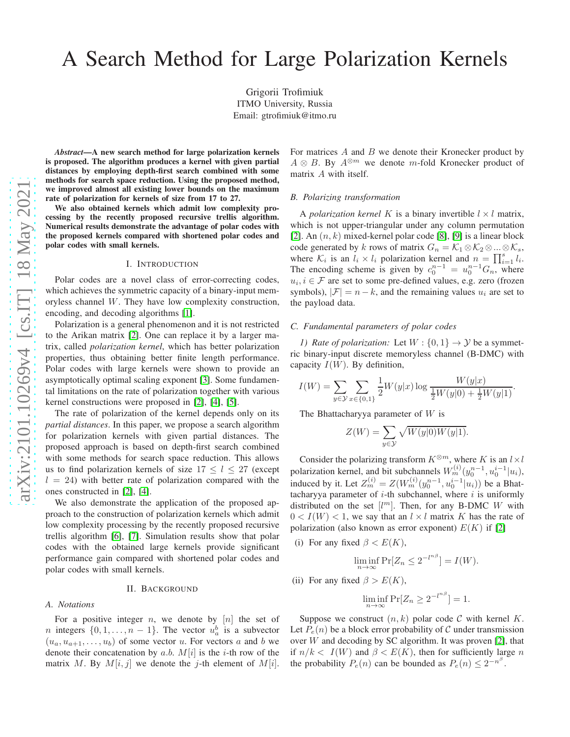# A Search Method for Large Polarization Kernels

Grigorii Trofimiuk
ITMO University, Russia
Email: gtrofimiuk@itmo.ru

***Abstract*—A new search method for large polarization kernels is proposed. The algorithm produces a kernel with given partial distances by employing depth-first search combined with some methods for search space reduction. Using the proposed method, we improved almost all existing lower bounds on the maximum rate of polarization for kernels of size from 17 to 27.**

**We also obtained kernels which admit low complexity processing by the recently proposed recursive trellis algorithm. Numerical results demonstrate the advantage of polar codes with the proposed kernels compared with shortened polar codes and polar codes with small kernels.**

## I. Introduction

Polar codes are a novel class of error-correcting codes, which achieves the symmetric capacity of a binary-input memoryless channel $W$. They have low complexity construction, encoding, and decoding algorithms [1].

Polarization is a general phenomenon and it is not restricted to the Arikan matrix [2]. One can replace it by a larger matrix, called *polarization kernel*, which has better polarization properties, thus obtaining better finite length performance. Polar codes with large kernels were shown to provide an asymptotically optimal scaling exponent [3]. Some fundamental limitations on the rate of polarization together with various kernel constructions were proposed in [2], [4], [5].

The rate of polarization of the kernel depends only on its *partial distances*. In this paper, we propose a search algorithm for polarization kernels with given partial distances. The proposed approach is based on depth-first search combined with some methods for search space reduction. This allows us to find polarization kernels of size $17 \leq l \leq 27$ (except $l = 24$) with better rate of polarization compared with the ones constructed in [2], [4].

We also demonstrate the application of the proposed approach to the construction of polarization kernels which admit low complexity processing by the recently proposed recursive trellis algorithm [6], [7]. Simulation results show that polar codes with the obtained large kernels provide significant performance gain compared with shortened polar codes and polar codes with small kernels.

## II. Background

### A. Notations

For a positive integer $n$, we denote by $[n]$ the set of $n$ integers $\{0, 1, \dots, n-1\}$. The vector $u_a^b$ is a subvector $(u_a, u_{a+1}, \dots, u_b)$ of some vector $u$. For vectors $a$ and $b$ we denote their concatenation by $a.b$. $M[i]$ is the $i$-th row of the matrix $M$. By $M[i, j]$ we denote the $j$-th element of $M[i]$. For matrices $A$ and $B$ we denote their Kronecker product by $A \otimes B$. By $A^{\otimes m}$ we denote $m$-fold Kronecker product of matrix $A$ with itself.

### B. Polarizing transformation

A *polarization kernel* $K$ is a binary invertible $l \times l$ matrix, which is not upper-triangular under any column permutation [2]. An $(n, k)$ mixed-kernel polar code [8], [9] is a linear block code generated by $k$ rows of matrix $G_n = \mathcal{K}_1 \otimes \mathcal{K}_2 \otimes ... \otimes \mathcal{K}_s$, where $\mathcal{K}_i$ is an $l_i \times l_i$ polarization kernel and $n = \prod_{i=1}^{s} l_i$. The encoding scheme is given by $c_0^{n-1} = u_0^{n-1} G_n$, where $u_i, i \in \mathcal{F}$ are set to some pre-defined values, e.g. zero (frozen symbols), $|\mathcal{F}| = n - k$, and the remaining values $u_i$ are set to the payload data.

### C. Fundamental parameters of polar codes

*1) Rate of polarization:* Let $W : \{0, 1\} \to \mathcal{Y}$ be a symmetric binary-input discrete memoryless channel (B-DMC) with capacity $I(W)$. By definition,

$$I(W) = \sum_{y \in \mathcal{Y}} \sum_{x \in \{0,1\}} \frac{1}{2} W(y|x) \log \frac{W(y|x)}{\frac{1}{2}W(y|0) + \frac{1}{2}W(y|1)}.$$

The Bhattacharyya parameter of $W$ is

$$Z(W) = \sum_{y \in \mathcal{Y}} \sqrt{W(y|0)W(y|1)}.$$

Consider the polarizing transform $K^{\otimes m}$, where $K$ is an $l \times l$ polarization kernel, and bit subchannels $W_m^{(i)}(y_0^{n-1}, u_0^{i-1}|u_i)$, induced by it. Let $Z_m^{(i)} = Z(W_m^{(i)}(y_0^{n-1}, u_0^{i-1}|u_i))$ be a Bhattacharyya parameter of $i$-th subchannel, where $i$ is uniformly distributed on the set $[l^m]$. Then, for any B-DMC $W$ with $0 < I(W) < 1$, we say that an $l \times l$ matrix $K$ has the rate of polarization (also known as error exponent) $E(K)$ if [2]

(i) For any fixed $\beta < E(K)$,

$$\liminf_{n \to \infty} \Pr[Z_n \leq 2^{-l^{n\beta}}] = I(W).$$

(ii) For any fixed $\beta > E(K)$,

$$\liminf_{n \to \infty} \Pr[Z_n \geq 2^{-l^{n\beta}}] = 1.$$

Suppose we construct $(n, k)$ polar code $\mathcal{C}$ with kernel $K$. Let $P_e(n)$ be a block error probability of $\mathcal{C}$ under transmission over $W$ and decoding by SC algorithm. It was proven [2], that if $n/k < I(W)$ and $\beta < E(K)$, then for sufficiently large $n$ the probability $P_e(n)$ can be bounded as $P_e(n) \leq 2^{-n^{\beta}}$.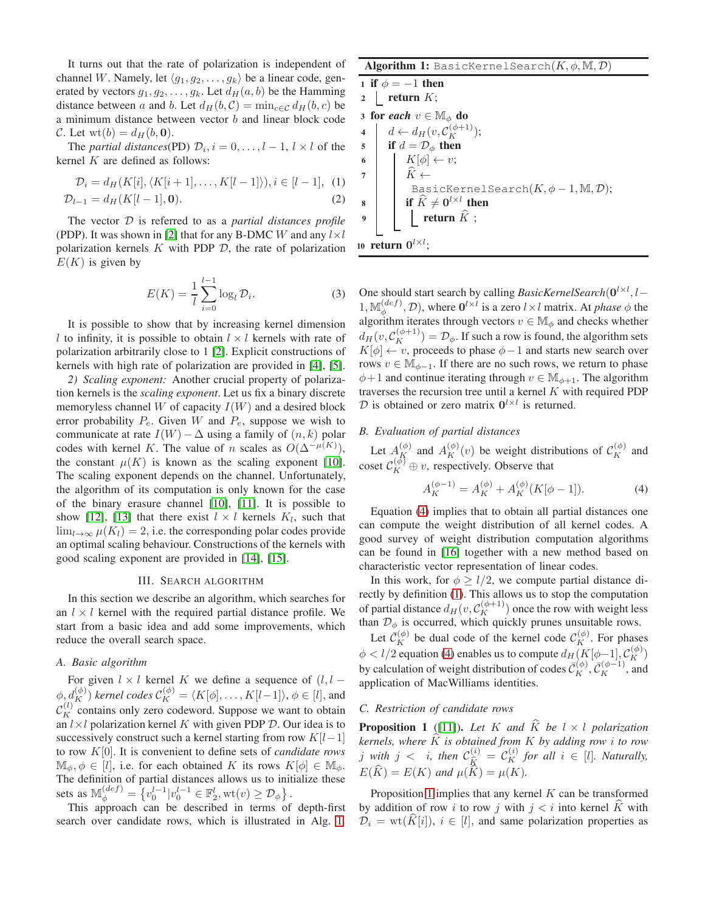It turns out that the rate of polarization is independent of channel $W$. Namely, let $\langle g_1, g_2, \ldots, g_k \rangle$ be a linear code, generated by vectors $g_1, g_2, \ldots, g_k$. Let $d_H(a,b)$ be the Hamming distance between $a$ and $b$. Let $d_H(b, \mathcal{C}) = \min_{c \in \mathcal{C}} d_H(b,c)$ be a minimum distance between vector $b$ and linear block code $\mathcal{C}$. Let $\mathrm{wt}(b) = d_H(b, \mathbf{0})$.

The *partial distances*(PD) $\mathcal{D}_i, i = 0, \ldots, l-1$, $l \times l$ of the kernel $K$ are defined as follows:

$$\mathcal{D}_i = d_H(K[i], \langle K[i+1], \ldots, K[l-1] \rangle), i \in [l-1], \quad (1)$$

$$\mathcal{D}_{l-1} = d_H(K[l-1], \mathbf{0}). \quad (2)$$

The vector $\mathcal{D}$ is referred to as a *partial distances profile* (PDP). It was shown in [2] that for any B-DMC $W$ and any $l \times l$ polarization kernels $K$ with PDP $\mathcal{D}$, the rate of polarization $E(K)$ is given by

$$E(K) = \frac{1}{l} \sum_{i=0}^{l-1} \log_l \mathcal{D}_i. \quad (3)$$

It is possible to show that by increasing kernel dimension $l$ to infinity, it is possible to obtain $l \times l$ kernels with rate of polarization arbitrarily close to 1 [2]. Explicit constructions of kernels with high rate of polarization are provided in [4], [5].

*2) Scaling exponent:* Another crucial property of polarization kernels is the *scaling exponent*. Let us fix a binary discrete memoryless channel $W$ of capacity $I(W)$ and a desired block error probability $P_e$. Given $W$ and $P_e$, suppose we wish to communicate at rate $I(W) - \Delta$ using a family of $(n,k)$ polar codes with kernel $K$. The value of $n$ scales as $O(\Delta^{-\mu(K)})$, the constant $\mu(K)$ is known as the scaling exponent [10]. The scaling exponent depends on the channel. Unfortunately, the algorithm of its computation is only known for the case of the binary erasure channel [10], [11]. It is possible to show [12], [13] that there exist $l \times l$ kernels $K_l$, such that $\lim_{l \to \infty} \mu(K_l) = 2$, i.e. the corresponding polar codes provide an optimal scaling behaviour. Constructions of the kernels with good scaling exponent are provided in [14], [15].

## III. Search algorithm

In this section we describe an algorithm, which searches for an $l \times l$ kernel with the required partial distance profile. We start from a basic idea and add some improvements, which reduce the overall search space.

### A. Basic algorithm

For given $l \times l$ kernel $K$ we define a sequence of $(l, l-\phi, d_K^{(\phi)})$ *kernel codes* $\mathcal{C}_K^{(\phi)} = \langle K[\phi], \ldots, K[l-1] \rangle$, $\phi \in [l]$, and $\mathcal{C}_K^{(l)}$ contains only zero codeword. Suppose we want to obtain an $l \times l$ polarization kernel $K$ with given PDP $\mathcal{D}$. Our idea is to successively construct such a kernel starting from row $K[l-1]$ to row $K[0]$. It is convenient to define sets of *candidate rows* $\mathbb{M}_\phi, \phi \in [l]$, i.e. for each obtained $K$ its rows $K[\phi] \in \mathbb{M}_\phi$. The definition of partial distances allows us to initialize these sets as $\mathbb{M}_\phi^{(def)} = \left\{ v_0^{l-1} | v_0^{l-1} \in \mathbb{F}_2^l, \mathrm{wt}(v) \geq \mathcal{D}_\phi \right\}$.

This approach can be described in terms of depth-first search over candidate rows, which is illustrated in Alg. 1.

**Algorithm 1:** `BasicKernelSearch`$(K, \phi, \mathbb{M}, \mathcal{D})$

```
1  if φ = −1 then
2      return K;
3  for each v ∈ M_φ do
4      d ← d_H(v, C_K^(φ+1));
5      if d = D_φ then
6          K[φ] ← v;
7          K̂ ← BasicKernelSearch(K, φ − 1, M, D);
8          if K̂ ≠ 0^(l×l) then
9              return K̂ ;
10 return 0^(l×l);
```

One should start search by calling *BasicKernelSearch*$(\mathbf{0}^{l \times l}, l-1, \mathbb{M}_\phi^{(def)}, \mathcal{D})$, where $\mathbf{0}^{l \times l}$ is a zero $l \times l$ matrix. At *phase* $\phi$ the algorithm iterates through vectors $v \in \mathbb{M}_\phi$ and checks whether $d_H(v, \mathcal{C}_K^{(\phi+1)}) = \mathcal{D}_\phi$. If such a row is found, the algorithm sets $K[\phi] \leftarrow v$, proceeds to phase $\phi - 1$ and starts new search over rows $v \in \mathbb{M}_{\phi-1}$. If there are no such rows, we return to phase $\phi + 1$ and continue iterating through $v \in \mathbb{M}_{\phi+1}$. The algorithm traverses the recursion tree until a kernel $K$ with required PDP $\mathcal{D}$ is obtained or zero matrix $\mathbf{0}^{l \times l}$ is returned.

### B. Evaluation of partial distances

Let $A_K^{(\phi)}$ and $A_K^{(\phi)}(v)$ be weight distributions of $\mathcal{C}_K^{(\phi)}$ and coset $\mathcal{C}_K^{(\phi)} \oplus v$, respectively. Observe that

$$A_K^{(\phi-1)} = A_K^{(\phi)} + A_K^{(\phi)}(K[\phi-1]). \quad (4)$$

Equation (4) implies that to obtain all partial distances one can compute the weight distribution of all kernel codes. A good survey of weight distribution computation algorithms can be found in [16] together with a new method based on characteristic vector representation of linear codes.

In this work, for $\phi \geq l/2$, we compute partial distance directly by definition (1). This allows us to stop the computation of partial distance $d_H(v, \mathcal{C}_K^{(\phi+1)})$ once the row with weight less than $\mathcal{D}_\phi$ is occurred, which quickly prunes unsuitable rows.

Let $\bar{\mathcal{C}}_K^{(\phi)}$ be dual code of the kernel code $\mathcal{C}_K^{(\phi)}$. For phases $\phi < l/2$ equation (4) enables us to compute $d_H(K[\phi-1], \mathcal{C}_K^{(\phi)})$ by calculation of weight distribution of codes $\bar{\mathcal{C}}_K^{(\phi)}, \bar{\mathcal{C}}_K^{(\phi-1)}$, and application of MacWilliams identities.

### C. Restriction of candidate rows

**Proposition 1** ([11]). *Let $K$ and $\widehat{K}$ be $l \times l$ polarization kernels, where $\widehat{K}$ is obtained from $K$ by adding row $i$ to row $j$ with $j < i$, then $\mathcal{C}_{\widehat{K}}^{(i)} = \mathcal{C}_K^{(i)}$ for all $i \in [l]$. Naturally, $E(\widehat{K}) = E(K)$ and $\mu(\widehat{K}) = \mu(K)$.*

Proposition 1 implies that any kernel $K$ can be transformed by addition of row $i$ to row $j$ with $j < i$ into kernel $\widehat{K}$ with $\mathcal{D}_i = \mathrm{wt}(\widehat{K}[i])$, $i \in [l]$, and same polarization properties as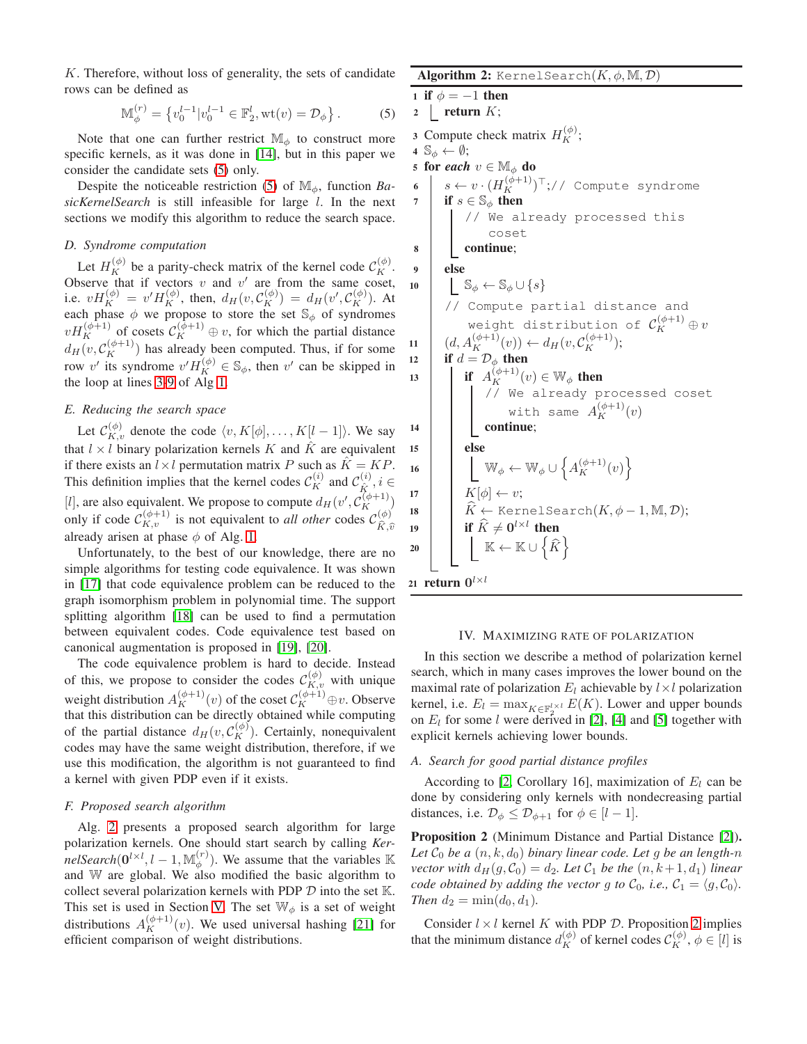$K$. Therefore, without loss of generality, the sets of candidate rows can be defined as

$$\mathbb{M}_\phi^{(r)} = \left\{ v_0^{l-1} | v_0^{l-1} \in \mathbb{F}_2^l, \mathrm{wt}(v) = \mathcal{D}_\phi \right\}. \tag{5}$$

Note that one can further restrict $\mathbb{M}_\phi$ to construct more specific kernels, as it was done in [14], but in this paper we consider the candidate sets (5) only.

Despite the noticeable restriction (5) of $\mathbb{M}_\phi$, function *BasicKernelSearch* is still infeasible for large $l$. In the next sections we modify this algorithm to reduce the search space.

### D. Syndrome computation

Let $H_K^{(\phi)}$ be a parity-check matrix of the kernel code $\mathcal{C}_K^{(\phi)}$. Observe that if vectors $v$ and $v'$ are from the same coset, i.e. $vH_K^{(\phi)} = v'H_K^{(\phi)}$, then, $d_H(v, \mathcal{C}_K^{(\phi)}) = d_H(v', \mathcal{C}_K^{(\phi)})$. At each phase $\phi$ we propose to store the set $\mathbb{S}_\phi$ of syndromes $vH_K^{(\phi+1)}$ of cosets $\mathcal{C}_K^{(\phi+1)} \oplus v$, for which the partial distance $d_H(v, \mathcal{C}_K^{(\phi+1)})$ has already been computed. Thus, if for some row $v'$ its syndrome $v'H_K^{(\phi)} \in \mathbb{S}_\phi$, then $v'$ can be skipped in the loop at lines 3-9 of Alg 1.

### E. Reducing the search space

Let $\mathcal{C}_{K,v}^{(\phi)}$ denote the code $\langle v, K[\phi], \ldots, K[l-1] \rangle$. We say that $l \times l$ binary polarization kernels $K$ and $\hat{K}$ are equivalent if there exists an $l \times l$ permutation matrix $P$ such as $\hat{K} = KP$. This definition implies that the kernel codes $\mathcal{C}_K^{(i)}$ and $\mathcal{C}_{\hat{K}}^{(i)}, i \in [l]$, are also equivalent. We propose to compute $d_H(v', \mathcal{C}_K^{(\phi+1)})$ only if code $\mathcal{C}_{K,v}^{(\phi+1)}$ is not equivalent to *all other* codes $\mathcal{C}_{\widehat{K},\widehat{v}}^{(\phi)}$ already arisen at phase $\phi$ of Alg. 1.

Unfortunately, to the best of our knowledge, there are no simple algorithms for testing code equivalence. It was shown in [17] that code equivalence problem can be reduced to the graph isomorphism problem in polynomial time. The support splitting algorithm [18] can be used to find a permutation between equivalent codes. Code equivalence test based on canonical augmentation is proposed in [19], [20].

The code equivalence problem is hard to decide. Instead of this, we propose to consider the codes $\mathcal{C}_{K,v}^{(\phi)}$ with unique weight distribution $A_K^{(\phi+1)}(v)$ of the coset $\mathcal{C}_K^{(\phi+1)} \oplus v$. Observe that this distribution can be directly obtained while computing of the partial distance $d_H(v, \mathcal{C}_K^{(\phi)})$. Certainly, nonequivalent codes may have the same weight distribution, therefore, if we use this modification, the algorithm is not guaranteed to find a kernel with given PDP even if it exists.

### F. Proposed search algorithm

Alg. 2 presents a proposed search algorithm for large polarization kernels. One should start search by calling *KernelSearch*($\mathbf{0}^{l \times l}, l-1, \mathbb{M}_\phi^{(r)}$). We assume that the variables $\mathbb{K}$ and $\mathbb{W}$ are global. We also modified the basic algorithm to collect several polarization kernels with PDP $\mathcal{D}$ into the set $\mathbb{K}$. This set is used in Section V. The set $\mathbb{W}_\phi$ is a set of weight distributions $A_K^{(\phi+1)}(v)$. We used universal hashing [21] for efficient comparison of weight distributions.

**Algorithm 2:** `KernelSearch`$(K, \phi, \mathbb{M}, \mathcal{D})$

```
1  if φ = −1 then
2      return K;
3  Compute check matrix H_K^(φ);
4  S_φ ← ∅;
5  for each v ∈ M_φ do
6      s ← v · (H_K^(φ+1))^⊤; // Compute syndrome
7      if s ∈ S_φ then
           // We already processed this coset
8          continue;
9      else
10         S_φ ← S_φ ∪ {s}
       // Compute partial distance and weight distribution of C_K^(φ+1) ⊕ v
11     (d, A_K^(φ+1)(v)) ← d_H(v, C_K^(φ+1));
12     if d = D_φ then
13         if A_K^(φ+1)(v) ∈ W_φ then
               // We already processed coset with same A_K^(φ+1)(v)
14             continue;
15         else
16             W_φ ← W_φ ∪ {A_K^(φ+1)(v)}
17         K[φ] ← v;
18         K̂ ← KernelSearch(K, φ − 1, M, D);
19         if K̂ ≠ 0^(l×l) then
20             K ← K ∪ {K̂}
21 return 0^(l×l)
```

## IV. Maximizing rate of polarization

In this section we describe a method of polarization kernel search, which in many cases improves the lower bound on the maximal rate of polarization $E_l$ achievable by $l \times l$ polarization kernel, i.e. $E_l = \max_{K \in \mathbb{F}_2^{l \times l}} E(K)$. Lower and upper bounds on $E_l$ for some $l$ were derived in [2], [4] and [5] together with explicit kernels achieving lower bounds.

### A. Search for good partial distance profiles

According to [2, Corollary 16], maximization of $E_l$ can be done by considering only kernels with nondecreasing partial distances, i.e. $\mathcal{D}_\phi \leq \mathcal{D}_{\phi+1}$ for $\phi \in [l-1]$.

**Proposition 2** (Minimum Distance and Partial Distance [2]). *Let $\mathcal{C}_0$ be a $(n, k, d_0)$ binary linear code. Let $g$ be an length-$n$ vector with $d_H(g, \mathcal{C}_0) = d_2$. Let $\mathcal{C}_1$ be the $(n, k+1, d_1)$ linear code obtained by adding the vector $g$ to $\mathcal{C}_0$, i.e., $\mathcal{C}_1 = \langle g, \mathcal{C}_0 \rangle$. Then $d_2 = \min(d_0, d_1)$.*

Consider $l \times l$ kernel $K$ with PDP $\mathcal{D}$. Proposition 2 implies that the minimum distance $d_K^{(\phi)}$ of kernel codes $\mathcal{C}_K^{(\phi)}, \phi \in [l]$ is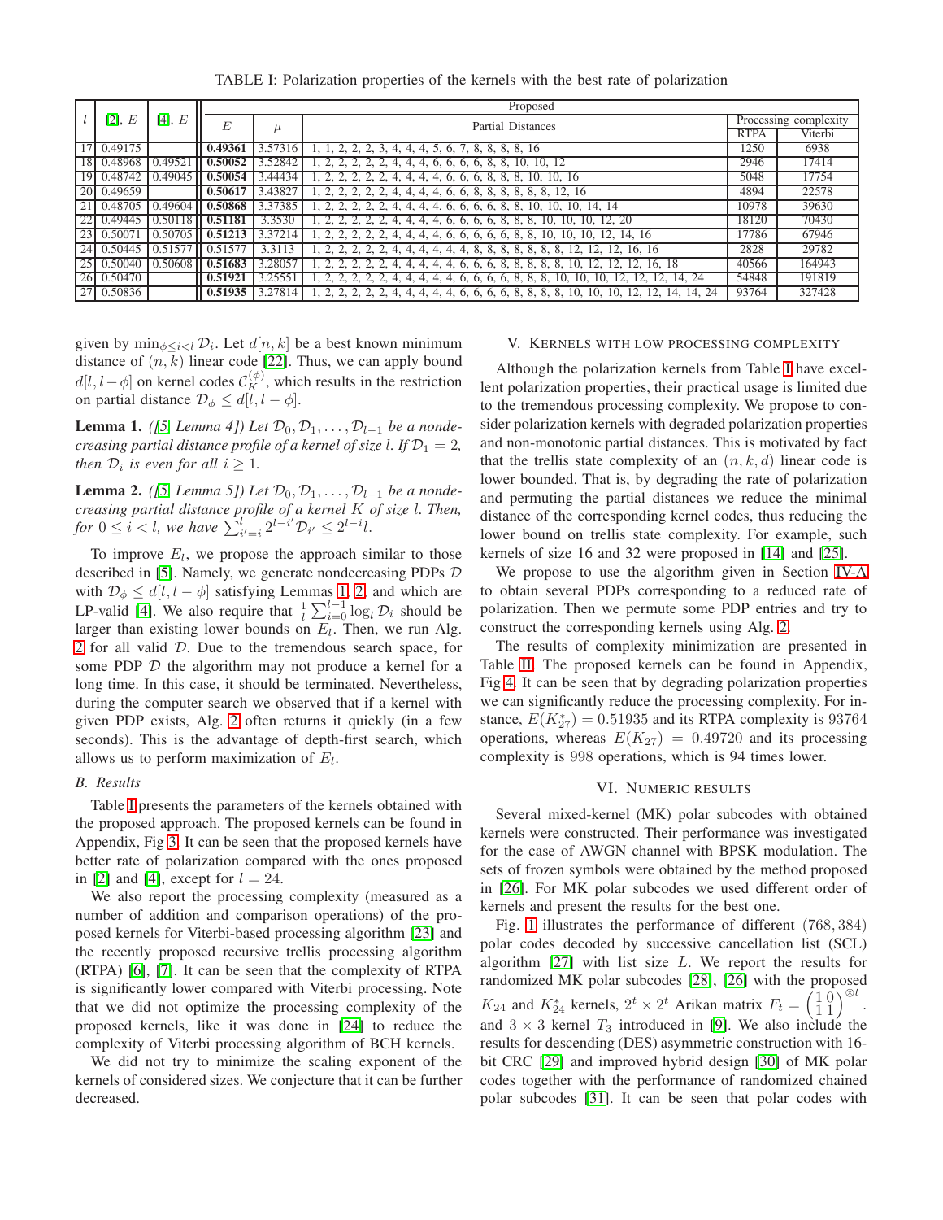TABLE I: Polarization properties of the kernels with the best rate of polarization

| $l$ | [2], $E$ | [4], $E$ | Proposed | | | | |
|---|---|---|---|---|---|---|---|
| | | | $E$ | $\mu$ | Partial Distances | Processing complexity | |
| | | | | | | RTPA | Viterbi |
| 17 | 0.49175 | | **0.49361** | 3.57316 | 1, 1, 2, 2, 2, 3, 4, 4, 4, 5, 6, 7, 8, 8, 8, 8, 16 | 1250 | 6938 |
| 18 | 0.48968 | 0.49521 | **0.50052** | 3.52842 | 1, 2, 2, 2, 2, 2, 4, 4, 4, 6, 6, 6, 6, 8, 8, 10, 10, 12 | 2946 | 17414 |
| 19 | 0.48742 | 0.49045 | **0.50054** | 3.44434 | 1, 2, 2, 2, 2, 2, 4, 4, 4, 4, 6, 6, 6, 8, 8, 8, 10, 10, 16 | 5048 | 17754 |
| 20 | 0.49659 | | **0.50617** | 3.43827 | 1, 2, 2, 2, 2, 2, 4, 4, 4, 4, 6, 6, 8, 8, 8, 8, 8, 8, 12, 16 | 4894 | 22578 |
| 21 | 0.48705 | 0.49604 | **0.50868** | 3.37385 | 1, 2, 2, 2, 2, 2, 4, 4, 4, 4, 6, 6, 6, 6, 6, 8, 8, 10, 10, 14, 14 | 10978 | 39630 |
| 22 | 0.49445 | 0.50118 | **0.51181** | 3.3530 | 1, 2, 2, 2, 2, 2, 4, 4, 4, 4, 6, 6, 6, 6, 6, 8, 8, 8, 10, 10, 12, 20 | 18120 | 70430 |
| 23 | 0.50071 | 0.50705 | **0.51213** | 3.37214 | 1, 2, 2, 2, 2, 2, 4, 4, 4, 4, 6, 6, 6, 6, 6, 6, 8, 8, 10, 10, 12, 14, 16 | 17786 | 67946 |
| 24 | 0.50445 | 0.51577 | 0.51577 | 3.3113 | 1, 2, 2, 2, 2, 2, 4, 4, 4, 4, 4, 4, 8, 8, 8, 8, 8, 8, 8, 12, 12, 12, 16, 16 | 2828 | 29782 |
| 25 | 0.50040 | 0.50608 | **0.51683** | 3.28057 | 1, 2, 2, 2, 2, 2, 4, 4, 4, 4, 4, 6, 6, 6, 8, 8, 8, 8, 8, 10, 12, 12, 12, 16, 18 | 40566 | 164943 |
| 26 | 0.50470 | | **0.51921** | 3.25551 | 1, 2, 2, 2, 2, 2, 4, 4, 4, 4, 4, 6, 6, 6, 6, 8, 8, 8, 8, 10, 10, 10, 12, 12, 14, 24 | 54848 | 191819 |
| 27 | 0.50836 | | **0.51935** | 3.27814 | 1, 2, 2, 2, 2, 2, 4, 4, 4, 4, 4, 6, 6, 6, 6, 8, 8, 8, 8, 10, 10, 10, 12, 12, 14, 14, 24 | 93764 | 327428 |

given by $\min_{\phi \leq i < l} \mathcal{D}_i$. Let $d[n, k]$ be a best known minimum distance of $(n, k)$ linear code [22]. Thus, we can apply bound $d[l, l-\phi]$ on kernel codes $\mathcal{C}_K^{(\phi)}$, which results in the restriction on partial distance $\mathcal{D}_\phi \leq d[l, l-\phi]$.

**Lemma 1.** *([5, Lemma 4]) Let $\mathcal{D}_0, \mathcal{D}_1, \dots, \mathcal{D}_{l-1}$ be a nondecreasing partial distance profile of a kernel of size $l$. If $\mathcal{D}_1 = 2$, then $\mathcal{D}_i$ is even for all $i \geq 1$.*

**Lemma 2.** *([5, Lemma 5]) Let $\mathcal{D}_0, \mathcal{D}_1, \dots, \mathcal{D}_{l-1}$ be a nondecreasing partial distance profile of a kernel $K$ of size $l$. Then, for $0 \leq i < l$, we have $\sum_{i'=i}^{l} 2^{l-i'} \mathcal{D}_{i'} \leq 2^{l-i} l$.*

To improve $E_l$, we propose the approach similar to those described in [5]. Namely, we generate nondecreasing PDPs $\mathcal{D}$ with $\mathcal{D}_\phi \leq d[l, l-\phi]$ satisfying Lemmas 1, 2, and which are LP-valid [4]. We also require that $\frac{1}{l}\sum_{i=0}^{l-1} \log_l \mathcal{D}_i$ should be larger than existing lower bounds on $E_l$. Then, we run Alg. 2 for all valid $\mathcal{D}$. Due to the tremendous search space, for some PDP $\mathcal{D}$ the algorithm may not produce a kernel for a long time. In this case, it should be terminated. Nevertheless, during the computer search we observed that if a kernel with given PDP exists, Alg. 2 often returns it quickly (in a few seconds). This is the advantage of depth-first search, which allows us to perform maximization of $E_l$.

### B. Results

Table I presents the parameters of the kernels obtained with the proposed approach. The proposed kernels can be found in Appendix, Fig 3. It can be seen that the proposed kernels have better rate of polarization compared with the ones proposed in [2] and [4], except for $l = 24$.

We also report the processing complexity (measured as a number of addition and comparison operations) of the proposed kernels for Viterbi-based processing algorithm [23] and the recently proposed recursive trellis processing algorithm (RTPA) [6], [7]. It can be seen that the complexity of RTPA is significantly lower compared with Viterbi processing. Note that we did not optimize the processing complexity of the proposed kernels, like it was done in [24] to reduce the complexity of Viterbi processing algorithm of BCH kernels.

We did not try to minimize the scaling exponent of the kernels of considered sizes. We conjecture that it can be further decreased.

## V. Kernels with low processing complexity

Although the polarization kernels from Table I have excellent polarization properties, their practical usage is limited due to the tremendous processing complexity. We propose to consider polarization kernels with degraded polarization properties and non-monotonic partial distances. This is motivated by fact that the trellis state complexity of an $(n, k, d)$ linear code is lower bounded. That is, by degrading the rate of polarization and permuting the partial distances we reduce the minimal distance of the corresponding kernel codes, thus reducing the lower bound on trellis state complexity. For example, such kernels of size 16 and 32 were proposed in [14] and [25].

We propose to use the algorithm given in Section IV-A to obtain several PDPs corresponding to a reduced rate of polarization. Then we permute some PDP entries and try to construct the corresponding kernels using Alg. 2.

The results of complexity minimization are presented in Table II. The proposed kernels can be found in Appendix, Fig 4. It can be seen that by degrading polarization properties we can significantly reduce the processing complexity. For instance, $E(K^*_{27}) = 0.51935$ and its RTPA complexity is 93764 operations, whereas $E(K_{27}) = 0.49720$ and its processing complexity is 998 operations, which is 94 times lower.

## VI. Numeric results

Several mixed-kernel (MK) polar subcodes with obtained kernels were constructed. Their performance was investigated for the case of AWGN channel with BPSK modulation. The sets of frozen symbols were obtained by the method proposed in [26]. For MK polar subcodes we used different order of kernels and present the results for the best one.

Fig. 1 illustrates the performance of different $(768, 384)$ polar codes decoded by successive cancellation list (SCL) algorithm [27] with list size $L$. We report the results for randomized MK polar subcodes [28], [26] with the proposed $K_{24}$ and $K^*_{24}$ kernels, $2^t \times 2^t$ Arikan matrix $F_t = \begin{pmatrix} 1 & 0 \\ 1 & 1 \end{pmatrix}^{\otimes t}$, and $3 \times 3$ kernel $T_3$ introduced in [9]. We also include the results for descending (DES) asymmetric construction with 16-bit CRC [29] and improved hybrid design [30] of MK polar codes together with the performance of randomized chained polar subcodes [31]. It can be seen that polar codes with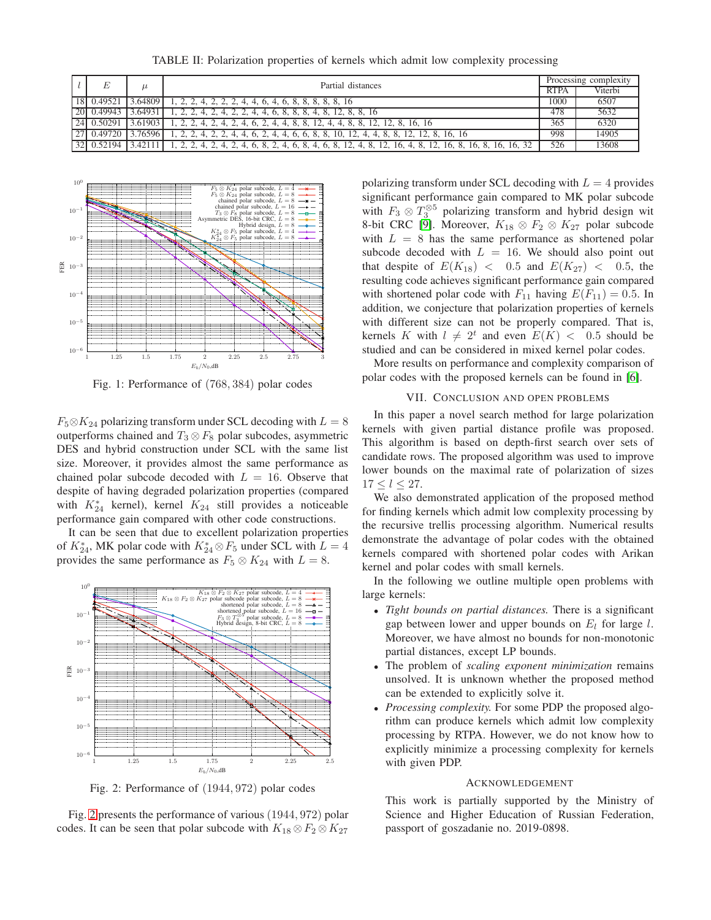TABLE II: Polarization properties of kernels which admit low complexity processing

| $l$ | $E$ | $\mu$ | Partial distances | Processing complexity | |
|---|---|---|---|---|---|
| | | | | RTPA | Viterbi |
| 18 | 0.49521 | 3.64809 | 1, 2, 2, 4, 2, 2, 2, 4, 4, 6, 4, 6, 8, 8, 8, 8, 8, 16 | 1000 | 6507 |
| 20 | 0.49943 | 3.64931 | 1, 2, 2, 4, 2, 4, 2, 2, 4, 4, 6, 8, 8, 8, 4, 8, 12, 8, 8, 16 | 478 | 5632 |
| 24 | 0.50291 | 3.61903 | 1, 2, 2, 4, 2, 4, 2, 4, 6, 2, 4, 4, 8, 8, 12, 4, 4, 8, 8, 12, 12, 8, 16, 16 | 365 | 6320 |
| 27 | 0.49720 | 3.76596 | 1, 2, 2, 4, 2, 2, 4, 4, 6, 2, 4, 4, 6, 6, 8, 8, 10, 12, 4, 4, 8, 8, 12, 12, 8, 16, 16 | 998 | 14905 |
| 32 | 0.52194 | 3.42111 | 1, 2, 2, 4, 2, 4, 2, 4, 6, 8, 2, 4, 6, 8, 4, 6, 8, 12, 4, 8, 12, 16, 4, 8, 12, 16, 8, 16, 8, 16, 16, 32 | 526 | 13608 |

$10^0$
$10^{-1}$
$10^{-2}$
$10^{-3}$
$10^{-4}$
$10^{-5}$
$10^{-6}$
FER
1 1.25 1.5 1.75 2 2.25 2.5 2.75 3
$E_b/N_0$,dB
$F_5 \otimes K_{24}$ polar subcode, $L = 4$
$F_5 \otimes K_{24}$ polar subcode, $L = 8$
chained polar subcode, $L = 8$
chained polar subcode, $L = 16$
$T_3 \otimes F_8$ polar subcode, $L = 8$
Asymmetric DES, 16-bit CRC, $L = 8$
Hybrid design, $L = 8$
$K_{24}^* \otimes F_5$ polar subcode, $L = 4$
$K_{24}^* \otimes F_5$ polar subcode, $L = 8$

Fig. 1: Performance of $(768, 384)$ polar codes

$F_5 \otimes K_{24}$ polarizing transform under SCL decoding with $L = 8$ outperforms chained and $T_3 \otimes F_8$ polar subcodes, asymmetric DES and hybrid construction under SCL with the same list size. Moreover, it provides almost the same performance as chained polar subcode decoded with $L = 16$. Observe that despite of having degraded polarization properties (compared with $K_{24}^*$ kernel), kernel $K_{24}$ still provides a noticeable performance gain compared with other code constructions.

It can be seen that due to excellent polarization properties of $K_{24}^*$, MK polar code with $K_{24}^* \otimes F_5$ under SCL with $L = 4$ provides the same performance as $F_5 \otimes K_{24}$ with $L = 8$.

$10^0$
$10^{-1}$
$10^{-2}$
$10^{-3}$
$10^{-4}$
$10^{-5}$
$10^{-6}$
FER
1 1.25 1.5 1.75 2 2.25 2.5
$E_b/N_0$,dB
$K_{18} \otimes F_2 \otimes K_{27}$ polar subcode, $L = 4$
$K_{18} \otimes F_2 \otimes K_{27}$ polar subcode polar subcode, $L = 8$
shortened polar subcode, $L = 8$
shortened polar subcode, $L = 16$
$F_3 \otimes T_3^{\otimes 5}$ polar subcode, $L = 8$
Hybrid design, 8-bit CRC, $L = 8$

Fig. 2: Performance of $(1944, 972)$ polar codes

Fig. 2 presents the performance of various $(1944, 972)$ polar codes. It can be seen that polar subcode with $K_{18} \otimes F_2 \otimes K_{27}$ polarizing transform under SCL decoding with $L = 4$ provides significant performance gain compared to MK polar subcode with $F_3 \otimes T_3^{\otimes 5}$ polarizing transform and hybrid design wit 8-bit CRC [9]. Moreover, $K_{18} \otimes F_2 \otimes K_{27}$ polar subcode with $L = 8$ has the same performance as shortened polar subcode decoded with $L = 16$. We should also point out that despite of $E(K_{18}) < 0.5$ and $E(K_{27}) < 0.5$, the resulting code achieves significant performance gain compared with shortened polar code with $F_{11}$ having $E(F_{11}) = 0.5$. In addition, we conjecture that polarization properties of kernels with different size can not be properly compared. That is, kernels $K$ with $l \neq 2^t$ and even $E(K) < 0.5$ should be studied and can be considered in mixed kernel polar codes.

More results on performance and complexity comparison of polar codes with the proposed kernels can be found in [6].

## VII. Conclusion and Open Problems

In this paper a novel search method for large polarization kernels with given partial distance profile was proposed. This algorithm is based on depth-first search over sets of candidate rows. The proposed algorithm was used to improve lower bounds on the maximal rate of polarization of sizes $17 \leq l \leq 27$.

We also demonstrated application of the proposed method for finding kernels which admit low complexity processing by the recursive trellis processing algorithm. Numerical results demonstrate the advantage of polar codes with the obtained kernels compared with shortened polar codes with Arikan kernel and polar codes with small kernels.

In the following we outline multiple open problems with large kernels:

- *Tight bounds on partial distances.* There is a significant gap between lower and upper bounds on $E_l$ for large $l$. Moreover, we have almost no bounds for non-monotonic partial distances, except LP bounds.
- The problem of *scaling exponent minimization* remains unsolved. It is unknown whether the proposed method can be extended to explicitly solve it.
- *Processing complexity.* For some PDP the proposed algorithm can produce kernels which admit low complexity processing by RTPA. However, we do not know how to explicitly minimize a processing complexity for kernels with given PDP.

### Acknowledgement

This work is partially supported by the Ministry of Science and Higher Education of Russian Federation, passport of goszadanie no. 2019-0898.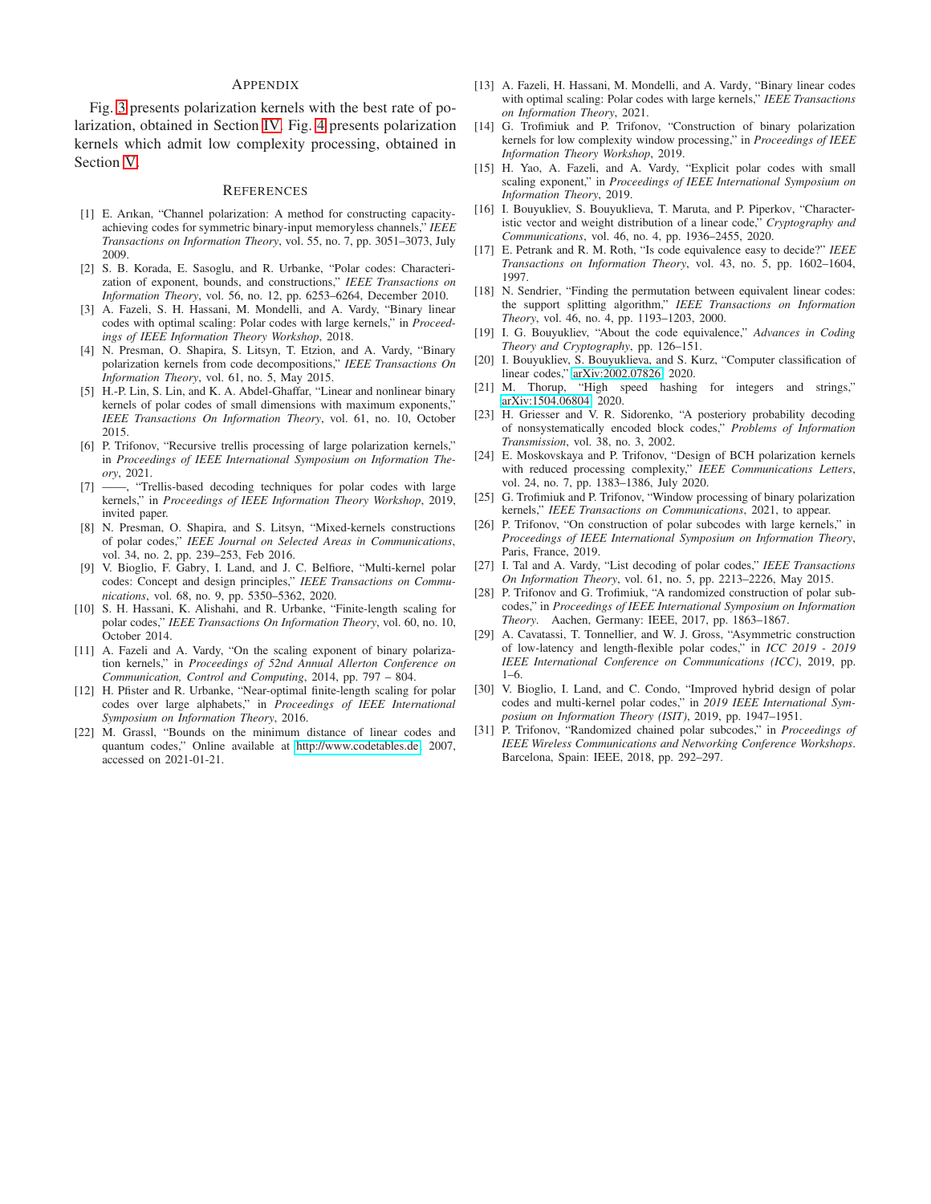## Appendix

Fig. 3 presents polarization kernels with the best rate of polarization, obtained in Section IV. Fig. 4 presents polarization kernels which admit low complexity processing, obtained in Section V.

## References

[1] E. Arıkan, "Channel polarization: A method for constructing capacity-achieving codes for symmetric binary-input memoryless channels," *IEEE Transactions on Information Theory*, vol. 55, no. 7, pp. 3051–3073, July 2009.

[2] S. B. Korada, E. Sasoglu, and R. Urbanke, "Polar codes: Characterization of exponent, bounds, and constructions," *IEEE Transactions on Information Theory*, vol. 56, no. 12, pp. 6253–6264, December 2010.

[3] A. Fazeli, S. H. Hassani, M. Mondelli, and A. Vardy, "Binary linear codes with optimal scaling: Polar codes with large kernels," in *Proceedings of IEEE Information Theory Workshop*, 2018.

[4] N. Presman, O. Shapira, S. Litsyn, T. Etzion, and A. Vardy, "Binary polarization kernels from code decompositions," *IEEE Transactions On Information Theory*, vol. 61, no. 5, May 2015.

[5] H.-P. Lin, S. Lin, and K. A. Abdel-Ghaffar, "Linear and nonlinear binary kernels of polar codes of small dimensions with maximum exponents," *IEEE Transactions On Information Theory*, vol. 61, no. 10, October 2015.

[6] P. Trifonov, "Recursive trellis processing of large polarization kernels," in *Proceedings of IEEE International Symposium on Information Theory*, 2021.

[7] ——, "Trellis-based decoding techniques for polar codes with large kernels," in *Proceedings of IEEE Information Theory Workshop*, 2019, invited paper.

[8] N. Presman, O. Shapira, and S. Litsyn, "Mixed-kernels constructions of polar codes," *IEEE Journal on Selected Areas in Communications*, vol. 34, no. 2, pp. 239–253, Feb 2016.

[9] V. Bioglio, F. Gabry, I. Land, and J. C. Belfiore, "Multi-kernel polar codes: Concept and design principles," *IEEE Transactions on Communications*, vol. 68, no. 9, pp. 5350–5362, 2020.

[10] S. H. Hassani, K. Alishahi, and R. Urbanke, "Finite-length scaling for polar codes," *IEEE Transactions On Information Theory*, vol. 60, no. 10, October 2014.

[11] A. Fazeli and A. Vardy, "On the scaling exponent of binary polarization kernels," in *Proceedings of 52nd Annual Allerton Conference on Communication, Control and Computing*, 2014, pp. 797 – 804.

[12] H. Pfister and R. Urbanke, "Near-optimal finite-length scaling for polar codes over large alphabets," in *Proceedings of IEEE International Symposium on Information Theory*, 2016.

[22] M. Grassl, "Bounds on the minimum distance of linear codes and quantum codes," Online available at http://www.codetables.de, 2007, accessed on 2021-01-21.

[13] A. Fazeli, H. Hassani, M. Mondelli, and A. Vardy, "Binary linear codes with optimal scaling: Polar codes with large kernels," *IEEE Transactions on Information Theory*, 2021.

[14] G. Trofimiuk and P. Trifonov, "Construction of binary polarization kernels for low complexity window processing," in *Proceedings of IEEE Information Theory Workshop*, 2019.

[15] H. Yao, A. Fazeli, and A. Vardy, "Explicit polar codes with small scaling exponent," in *Proceedings of IEEE International Symposium on Information Theory*, 2019.

[16] I. Bouyukliev, S. Bouyuklieva, T. Maruta, and P. Piperkov, "Characteristic vector and weight distribution of a linear code," *Cryptography and Communications*, vol. 46, no. 4, pp. 1936–2455, 2020.

[17] E. Petrank and R. M. Roth, "Is code equivalence easy to decide?" *IEEE Transactions on Information Theory*, vol. 43, no. 5, pp. 1602–1604, 1997.

[18] N. Sendrier, "Finding the permutation between equivalent linear codes: the support splitting algorithm," *IEEE Transactions on Information Theory*, vol. 46, no. 4, pp. 1193–1203, 2000.

[19] I. G. Bouyukliev, "About the code equivalence," *Advances in Coding Theory and Cryptography*, pp. 126–151.

[20] I. Bouyukliev, S. Bouyuklieva, and S. Kurz, "Computer classification of linear codes," arXiv:2002.07826, 2020.

[21] M. Thorup, "High speed hashing for integers and strings," arXiv:1504.06804, 2020.

[23] H. Griesser and V. R. Sidorenko, "A posteriory probability decoding of nonsystematically encoded block codes," *Problems of Information Transmission*, vol. 38, no. 3, 2002.

[24] E. Moskovskaya and P. Trifonov, "Design of BCH polarization kernels with reduced processing complexity," *IEEE Communications Letters*, vol. 24, no. 7, pp. 1383–1386, July 2020.

[25] G. Trofimiuk and P. Trifonov, "Window processing of binary polarization kernels," *IEEE Transactions on Communications*, 2021, to appear.

[26] P. Trifonov, "On construction of polar subcodes with large kernels," in *Proceedings of IEEE International Symposium on Information Theory*, Paris, France, 2019.

[27] I. Tal and A. Vardy, "List decoding of polar codes," *IEEE Transactions On Information Theory*, vol. 61, no. 5, pp. 2213–2226, May 2015.

[28] P. Trifonov and G. Trofimiuk, "A randomized construction of polar subcodes," in *Proceedings of IEEE International Symposium on Information Theory*. Aachen, Germany: IEEE, 2017, pp. 1863–1867.

[29] A. Cavatassi, T. Tonnellier, and W. J. Gross, "Asymmetric construction of low-latency and length-flexible polar codes," in *ICC 2019 - 2019 IEEE International Conference on Communications (ICC)*, 2019, pp. 1–6.

[30] V. Bioglio, I. Land, and C. Condo, "Improved hybrid design of polar codes and multi-kernel polar codes," in *2019 IEEE International Symposium on Information Theory (ISIT)*, 2019, pp. 1947–1951.

[31] P. Trifonov, "Randomized chained polar subcodes," in *Proceedings of IEEE Wireless Communications and Networking Conference Workshops*. Barcelona, Spain: IEEE, 2018, pp. 292–297.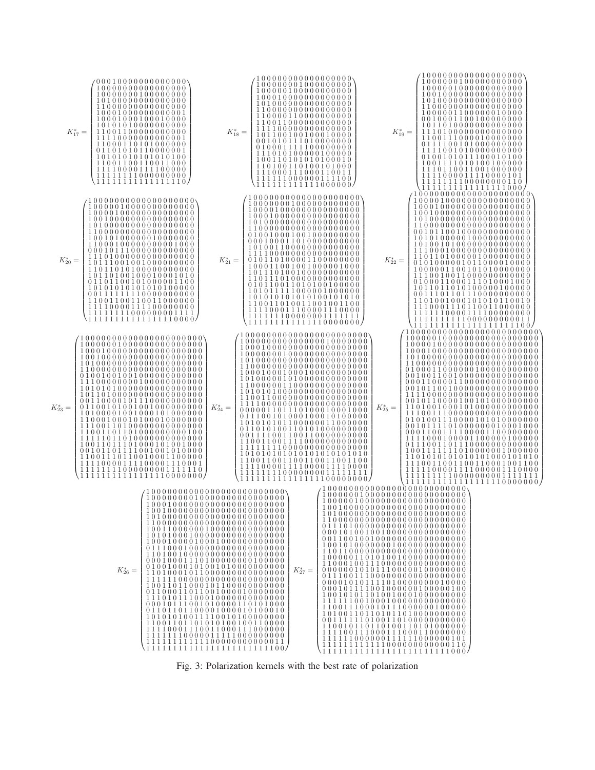$$
K^*_{17} = \begin{pmatrix}
0 0 0 1 0 0 0 0 0 0 0 0 0 0 0 0 0 \\
1 0 0 0 0 0 0 0 0 0 0 0 0 0 0 0 0 \\
1 0 0 0 0 0 0 0 1 0 0 0 0 0 0 0 0 \\
1 0 1 0 0 0 0 0 0 0 0 0 0 0 0 0 0 \\
1 1 0 0 0 0 0 0 0 0 0 0 0 0 0 0 0 \\
1 0 0 0 1 0 0 0 0 0 0 0 0 0 0 0 1 \\
1 0 0 0 1 0 0 0 1 0 0 0 1 0 0 0 0 \\
1 0 1 0 1 0 1 0 0 0 0 0 0 0 0 0 0 \\
1 1 0 0 1 1 0 0 0 0 0 0 0 0 0 0 0 \\
1 1 1 1 0 0 0 0 0 0 0 0 0 0 0 0 1 \\
1 1 0 0 0 1 1 0 1 0 1 0 0 0 0 0 0 \\
0 1 1 0 1 0 1 0 1 1 0 0 0 0 0 0 1 \\
1 0 1 0 1 0 1 0 1 0 1 0 1 0 1 0 0 \\
1 1 0 0 1 1 0 0 1 1 0 0 1 1 0 0 0 \\
1 1 1 1 0 0 0 0 1 1 1 1 0 0 0 0 0 \\
1 1 1 1 1 1 1 1 0 0 0 0 0 0 0 0 0 \\
1 1 1 1 1 1 1 1 1 1 1 1 1 1 1 1 0
\end{pmatrix}
$$

$$
K^*_{18} = \begin{pmatrix}
1 0 0 0 0 0 0 0 0 0 0 0 0 0 0 0 0 0 \\
1 0 0 0 0 0 0 0 1 0 0 0 0 0 0 0 0 0 \\
1 0 0 0 0 0 1 0 0 0 0 0 0 0 0 0 0 0 \\
1 0 0 0 1 0 0 0 0 0 0 0 0 0 0 0 0 0 \\
1 0 1 0 0 0 0 0 0 0 0 0 0 0 0 0 0 0 \\
1 1 0 0 0 0 0 0 0 0 0 0 0 0 0 0 0 0 \\
1 1 0 0 0 0 1 1 0 0 0 0 0 0 0 0 0 0 \\
1 1 0 0 1 1 0 0 0 0 0 0 0 0 0 0 0 0 \\
1 1 1 1 0 0 0 0 0 0 0 0 0 0 0 0 0 0 \\
1 0 1 1 0 0 1 0 0 1 0 0 0 1 0 0 0 0 \\
0 0 1 0 1 0 1 1 1 0 1 0 0 0 0 0 0 0 \\
0 1 0 0 0 1 1 1 1 0 0 0 0 0 0 0 0 0 \\
1 1 1 0 1 0 1 0 0 0 0 0 1 0 0 0 0 0 \\
1 0 0 1 1 0 1 0 1 0 1 0 1 0 0 0 1 0 \\
1 1 0 1 0 0 1 1 0 1 0 0 1 0 1 0 0 0 \\
1 1 1 0 0 0 1 1 1 0 0 0 1 1 0 0 1 1 \\
1 1 1 1 1 1 0 0 0 0 0 0 1 1 1 1 0 0 \\
1 1 1 1 1 1 1 1 1 1 1 1 1 1 0 0 0 0
\end{pmatrix}
$$

$$
K^*_{19} = \begin{pmatrix}
1 0 0 0 0 0 0 0 0 0 0 0 0 0 0 0 0 0 0 \\
1 0 0 0 0 0 0 1 0 0 0 0 0 0 0 0 0 0 0 \\
1 0 0 0 0 0 1 0 0 0 0 0 0 0 0 0 0 0 0 \\
1 0 0 1 0 0 0 0 0 0 0 0 0 0 0 0 0 0 0 \\
1 0 1 0 0 0 0 0 0 0 0 0 0 0 0 0 0 0 0 \\
1 1 0 0 0 0 0 0 0 0 0 0 0 0 0 0 0 0 0 \\
1 0 0 0 0 0 1 1 0 0 0 0 0 0 1 0 0 0 0 \\
0 0 1 0 0 0 1 1 0 0 1 0 0 0 0 0 0 0 0 \\
1 0 1 1 0 1 0 0 0 0 0 0 0 0 0 0 0 0 0 \\
1 1 1 0 1 0 0 0 0 0 0 0 0 0 0 0 0 0 0 \\
1 1 0 0 1 1 1 0 0 0 0 1 0 0 0 0 0 0 0 \\
0 1 1 1 1 0 0 1 0 1 0 0 0 0 0 0 0 0 0 \\
1 1 1 1 0 0 1 0 1 0 0 0 0 0 0 0 0 0 0 \\
0 1 0 0 1 0 1 0 1 1 1 0 0 0 1 0 1 0 0 \\
1 0 0 1 1 1 1 0 1 0 1 0 0 1 0 0 0 0 0 \\
1 1 1 0 1 1 0 0 1 1 0 0 1 0 0 0 0 0 0 \\
1 1 1 1 0 0 0 0 1 1 1 1 0 0 0 0 1 0 1 \\
1 1 1 1 1 1 1 1 0 0 0 0 0 0 0 0 1 1 0 \\
1 1 1 1 1 1 1 1 1 1 1 1 1 1 1 1 0 0 0
\end{pmatrix}
$$

$$
K^*_{20} = \begin{pmatrix}
1 0 0 0 0 0 0 0 0 0 0 0 0 0 0 0 0 0 0 0 \\
1 0 0 0 0 0 1 0 0 0 0 0 0 0 0 0 0 0 0 0 \\
1 0 0 0 0 1 0 0 0 0 0 0 0 0 0 0 0 0 0 0 \\
1 0 0 1 0 0 0 0 0 0 0 0 0 0 0 0 0 0 0 0 \\
1 0 1 0 0 0 0 0 0 0 0 0 0 0 0 0 0 0 0 0 \\
1 1 0 0 0 0 0 0 0 0 0 0 0 0 0 0 0 0 0 0 \\
1 0 0 1 0 1 0 0 0 0 0 0 1 0 0 0 0 0 0 0 \\
1 1 0 0 0 1 0 0 0 0 0 0 0 0 0 0 1 0 0 0 \\
0 0 0 1 0 1 1 1 0 0 0 0 0 0 0 0 0 0 0 0 \\
1 1 1 0 1 0 0 0 0 0 0 0 0 0 0 0 0 0 0 0 \\
1 0 1 1 1 0 0 1 0 0 1 0 0 0 0 0 0 0 0 0 \\
1 1 0 1 1 0 1 0 1 0 0 0 0 0 0 0 0 0 0 0 \\
1 0 1 1 0 1 0 0 1 0 0 0 1 0 0 0 1 0 1 0 \\
0 1 1 0 1 1 0 0 1 0 1 0 0 0 0 0 1 1 0 0 \\
1 0 1 0 1 0 1 0 1 0 1 0 1 0 1 0 0 0 0 0 \\
0 0 1 1 1 1 1 1 1 1 0 0 0 0 0 0 0 0 0 0 \\
1 1 0 0 1 1 0 0 1 1 0 0 1 1 0 0 0 0 0 0 \\
1 1 1 1 0 0 0 0 1 1 1 1 0 0 0 0 0 0 0 0 \\
1 1 1 1 1 1 1 1 0 0 0 0 0 0 0 0 1 1 1 1 \\
1 1 1 1 1 1 1 1 1 1 1 1 1 1 1 1 0 0 0 0
\end{pmatrix}
$$

$$
K^*_{21} = \begin{pmatrix}
1 0 0 0 0 0 0 0 0 0 0 0 0 0 0 0 0 0 0 0 0 \\
1 0 0 0 0 0 0 0 1 0 0 0 0 0 0 0 0 0 0 0 0 \\
1 0 0 0 0 1 0 0 0 0 0 0 0 0 0 0 0 0 0 0 0 \\
1 0 0 0 1 0 0 0 0 0 0 0 0 0 0 0 0 0 0 0 0 \\
1 0 1 0 0 0 0 0 0 0 0 0 0 0 0 0 0 0 0 0 0 \\
1 1 0 0 0 0 0 0 0 0 0 0 0 0 0 0 0 0 0 0 0 \\
0 1 0 0 1 0 0 0 1 0 0 1 0 0 0 0 0 0 0 0 0 \\
0 0 0 1 0 0 0 1 1 0 1 0 0 0 0 0 0 0 0 0 0 \\
1 0 1 0 0 1 1 0 0 0 0 0 0 0 0 0 0 0 0 0 0 \\
1 1 1 1 0 0 0 0 0 0 0 0 0 0 0 0 0 0 0 0 0 \\
0 1 0 1 1 0 1 0 0 0 0 1 1 0 0 0 0 0 0 0 0 \\
1 0 0 0 1 1 0 0 1 0 0 1 0 0 0 0 0 1 0 0 0 \\
1 0 1 1 0 1 0 0 1 0 0 0 0 0 0 0 0 0 0 0 0 \\
1 1 0 1 1 1 0 1 0 0 0 0 0 0 0 0 0 0 0 0 0 \\
0 1 0 1 1 0 0 1 1 0 1 0 1 0 0 1 0 0 0 0 0 \\
1 0 1 0 1 1 1 1 0 0 0 0 0 1 0 0 0 0 0 0 0 \\
1 0 1 0 1 0 1 0 1 0 1 0 1 0 0 1 0 1 0 1 0 \\
1 1 0 0 1 1 0 1 0 0 1 1 0 0 1 0 0 1 1 0 0 \\
1 1 1 1 0 0 0 1 1 1 0 0 0 0 1 1 1 0 0 0 0 \\
1 1 1 1 1 1 1 1 0 0 0 0 0 0 0 1 1 1 1 1 1 \\
1 1 1 1 1 1 1 1 1 1 1 1 1 1 1 1 0 0 0 0 0
\end{pmatrix}
$$

$$
K^*_{22} = \begin{pmatrix}
1 0 0 0 0 0 0 0 0 0 0 0 0 0 0 0 0 0 0 0 0 0 \\
1 0 0 0 0 1 0 0 0 0 0 0 0 0 0 0 0 0 0 0 0 0 \\
1 0 0 0 1 0 0 0 0 0 0 0 0 0 0 0 0 0 0 0 0 0 \\
1 0 0 1 0 0 0 0 0 0 0 0 0 0 0 0 0 0 0 0 0 0 \\
1 0 1 0 0 0 0 0 0 0 0 0 0 0 0 0 0 0 0 0 0 0 \\
1 1 0 0 0 0 0 0 0 0 0 0 0 0 0 0 0 0 0 0 0 0 \\
0 0 1 0 1 1 0 1 0 0 0 0 0 0 0 0 0 0 0 0 0 0 \\
1 0 1 0 1 0 0 0 0 0 1 0 0 0 0 0 0 0 0 0 0 0 \\
1 1 0 0 1 0 1 0 0 0 0 0 0 0 0 0 0 0 0 0 0 0 \\
1 1 1 0 0 0 1 0 0 0 0 0 0 0 0 0 0 0 0 0 0 0 \\
1 1 0 1 1 0 1 0 0 0 0 0 1 0 0 0 0 0 0 0 0 0 \\
0 1 0 1 0 0 0 0 0 1 0 1 0 0 0 0 0 1 0 0 0 0 \\
1 0 0 0 0 0 1 1 0 0 1 0 1 0 1 0 0 0 0 0 0 0 \\
1 1 1 0 0 1 0 1 1 0 0 0 0 0 0 0 0 0 0 0 0 0 \\
0 1 0 0 0 1 1 0 0 0 1 1 1 0 1 0 0 0 1 0 0 0 \\
1 0 1 1 0 1 1 0 1 0 0 0 0 0 1 0 0 0 0 0 0 0 \\
0 0 1 1 1 0 1 1 0 1 1 1 1 0 0 0 0 0 0 0 0 0 \\
1 1 0 1 0 0 1 0 0 0 1 0 1 0 1 0 1 1 0 0 1 0 \\
1 1 1 0 0 0 1 1 0 1 1 1 0 1 1 0 0 0 0 0 0 0 \\
1 1 1 1 1 1 0 0 0 0 1 1 1 1 0 0 0 0 0 0 0 0 \\
1 1 1 1 1 1 1 1 1 0 0 0 0 0 0 0 0 0 0 0 1 1 \\
1 1 1 1 1 1 1 1 1 1 1 1 1 1 1 1 1 1 1 1 0 0
\end{pmatrix}
$$

$$
K^*_{23} = \begin{pmatrix}
1 0 0 0 0 0 0 0 0 0 0 0 0 0 0 0 0 0 0 0 0 0 0 \\
1 0 0 0 0 0 0 1 0 0 0 0 0 0 0 0 0 0 0 0 0 0 0 \\
1 0 0 0 1 0 0 0 0 0 0 0 0 0 0 0 0 0 0 0 0 0 0 \\
1 0 0 1 0 0 0 0 0 0 0 0 0 0 0 0 0 0 0 0 0 0 0 \\
1 0 1 0 0 0 0 0 0 0 0 0 0 0 0 0 0 0 0 0 0 0 0 \\
1 1 0 0 0 0 0 0 0 0 0 0 0 0 0 0 0 0 0 0 0 0 0 \\
0 1 0 0 1 0 0 1 0 0 1 0 0 0 0 0 0 0 0 0 0 0 0 \\
1 1 1 0 0 0 0 0 0 0 0 1 0 0 0 0 0 0 0 0 0 0 0 \\
1 0 1 0 1 0 1 0 0 0 0 0 0 0 0 0 0 0 0 0 0 0 0 \\
1 0 1 1 0 1 0 0 0 0 0 0 0 0 0 0 0 0 0 0 0 0 0 \\
0 0 1 1 0 0 0 0 1 0 1 1 1 0 0 0 0 0 0 0 0 0 0 \\
0 1 1 0 0 1 0 1 0 0 1 0 0 1 0 0 0 0 0 0 0 0 0 \\
1 0 1 0 0 0 0 1 0 0 1 0 0 0 1 0 1 0 0 0 0 0 0 \\
1 1 0 0 0 1 0 0 0 1 0 1 0 0 0 1 0 0 0 0 0 0 0 \\
1 1 1 0 0 1 1 0 1 0 0 0 0 0 0 0 0 0 0 0 0 0 0 \\
1 1 0 0 1 1 0 1 1 0 1 0 0 0 0 0 0 0 0 0 1 0 0 \\
1 1 1 1 1 0 1 1 0 1 0 0 0 0 0 0 0 0 0 0 0 0 0 \\
1 0 0 1 1 0 1 1 1 0 1 0 0 0 1 0 1 0 0 1 0 0 0 \\
0 0 1 0 1 1 0 1 0 1 1 1 0 0 1 0 0 1 0 1 0 0 0 \\
1 1 0 0 1 1 1 0 1 1 0 0 1 0 0 0 1 1 0 0 0 0 0 \\
1 1 1 1 0 0 0 0 1 1 1 1 0 0 0 0 1 1 1 0 0 0 1 \\
1 1 1 1 1 1 1 1 1 0 0 0 0 0 0 0 0 1 1 1 1 1 0 \\
1 1 1 1 1 1 1 1 1 1 1 1 1 1 1 1 0 0 0 0 0 0 0
\end{pmatrix}
$$

$$
K^*_{24} = \begin{pmatrix}
1 0 0 0 0 0 0 0 0 0 0 0 0 0 0 0 0 0 0 0 0 0 0 0 \\
1 0 0 0 0 0 0 0 0 0 0 0 0 0 0 0 1 0 0 0 0 0 0 0 \\
1 0 0 0 1 0 0 0 0 0 0 0 0 0 0 0 0 0 0 0 0 0 0 0 \\
1 0 0 0 0 0 0 0 1 0 0 0 0 0 0 0 0 0 0 0 0 0 0 0 \\
1 0 1 0 0 0 0 0 0 0 0 0 0 0 0 0 0 0 0 0 0 0 0 0 \\
1 1 0 0 0 0 0 0 0 0 0 0 0 0 0 0 0 0 0 0 0 0 0 0 \\
1 0 0 0 1 0 0 0 1 0 0 0 1 0 0 0 0 0 0 0 0 0 0 0 \\
1 0 1 0 0 0 0 0 1 0 1 0 0 0 0 0 0 0 0 0 0 0 0 0 \\
1 1 0 0 0 0 0 0 1 1 0 0 0 0 0 0 0 0 0 0 0 0 0 0 \\
1 0 1 0 1 0 1 0 0 0 0 0 0 0 0 0 0 0 0 0 0 0 0 0 \\
1 1 0 0 1 1 0 0 0 0 0 0 0 0 0 0 0 0 0 0 0 0 0 0 \\
1 1 1 1 0 0 0 0 0 0 0 0 0 0 0 0 0 0 0 0 0 0 0 0 \\
0 0 0 0 0 1 1 0 1 1 1 0 1 0 0 0 1 0 0 0 1 0 0 0 \\
0 1 1 1 0 0 1 0 1 0 0 0 1 0 0 0 1 0 1 0 0 0 0 0 \\
1 0 1 0 1 0 1 0 1 1 0 0 0 0 0 1 1 1 0 0 0 0 0 0 \\
0 1 1 0 1 0 1 0 0 1 1 0 1 0 1 0 0 0 0 0 0 0 0 0 \\
0 0 1 1 1 1 0 0 1 1 0 0 1 1 0 0 0 0 0 0 0 0 0 0 \\
1 1 0 0 1 1 0 0 1 1 1 1 0 0 0 0 0 0 0 0 0 0 0 0 \\
1 1 1 1 1 1 1 1 0 0 0 0 0 0 0 0 0 0 0 0 0 0 0 0 \\
1 0 1 0 1 0 1 0 1 0 1 0 1 0 1 0 1 0 1 0 1 0 1 0 \\
1 1 0 0 1 1 0 0 1 1 0 0 1 1 0 0 1 1 0 0 1 1 0 0 \\
1 1 1 1 0 0 0 0 1 1 1 1 0 0 0 0 1 1 1 1 0 0 0 0 \\
1 1 1 1 1 1 1 1 0 0 0 0 0 0 0 0 1 1 1 1 1 1 1 1 \\
1 1 1 1 1 1 1 1 1 1 1 1 1 1 1 1 0 0 0 0 0 0 0 0
\end{pmatrix}
$$

$$
K^*_{25} = \begin{pmatrix}
1 0 0 0 0 0 0 0 0 0 0 0 0 0 0 0 0 0 0 0 0 0 0 0 0 \\
1 0 0 0 0 1 0 0 0 0 0 0 0 0 0 0 0 0 0 0 0 0 0 0 0 \\
1 0 0 0 1 0 0 0 0 0 0 0 0 0 0 0 0 0 0 0 0 0 0 0 0 \\
1 0 0 1 0 0 0 0 0 0 0 0 0 0 0 0 0 0 0 0 0 0 0 0 0 \\
1 0 1 0 0 0 0 0 0 0 0 0 0 0 0 0 0 0 0 0 0 0 0 0 0 \\
1 1 0 0 0 0 0 0 0 0 0 0 0 0 0 0 0 0 0 0 0 0 0 0 0 \\
0 1 0 0 0 1 1 0 0 0 0 0 1 0 0 0 0 0 0 0 0 0 0 0 0 \\
0 0 1 0 0 1 1 0 0 1 0 0 0 0 0 0 0 0 0 0 0 0 0 0 0 \\
0 0 0 1 1 0 0 0 1 1 0 0 0 0 0 0 0 0 0 0 0 0 0 0 0 \\
0 0 1 0 1 1 0 0 1 0 1 0 0 0 0 0 0 0 0 0 0 0 0 0 0 \\
1 1 1 1 0 0 0 0 0 0 0 0 0 0 0 0 0 0 0 0 0 0 0 0 0 \\
0 0 1 0 1 1 0 0 1 0 0 1 0 1 0 0 0 0 0 0 0 0 0 0 0 \\
1 1 0 1 0 0 1 0 0 0 1 0 1 0 0 0 0 0 0 0 0 0 0 0 0 \\
1 1 1 0 0 1 1 0 0 0 0 0 0 0 0 0 0 0 0 0 0 0 0 0 0 \\
0 1 0 1 0 0 1 1 1 0 0 0 0 1 0 1 0 1 0 0 0 0 0 0 0 \\
0 0 1 0 1 1 1 1 0 1 0 0 0 0 0 0 1 0 0 0 1 0 0 0 0 \\
0 0 0 1 1 0 0 1 1 1 0 0 0 0 1 1 0 0 0 0 0 0 0 0 0 \\
1 1 1 1 0 0 0 1 0 0 0 0 1 1 0 0 0 0 0 0 0 0 0 0 0 \\
0 1 1 1 0 0 1 0 1 1 1 1 0 0 0 0 0 0 0 0 0 0 0 0 0 \\
1 0 0 1 1 1 1 1 1 1 0 1 0 0 0 0 0 0 1 0 0 0 0 0 0 \\
1 1 0 1 0 1 0 1 0 1 0 1 0 1 0 0 0 1 0 1 0 1 0 1 0 \\
1 1 1 0 0 1 1 0 0 1 1 0 0 1 1 0 0 0 1 0 0 1 1 0 0 \\
1 1 1 1 1 0 0 0 0 1 1 1 1 0 0 0 0 0 1 1 1 0 0 0 0 \\
1 1 1 1 1 1 1 1 1 0 0 0 0 0 0 0 0 0 1 1 1 1 1 1 1 \\
1 1 1 1 1 1 1 1 1 1 1 1 1 1 1 1 1 1 0 0 0 0 0 0 0
\end{pmatrix}
$$

$$
K^*_{26} = \begin{pmatrix}
1 0 0 0 0 0 0 0 0 0 0 0 0 0 0 0 0 0 0 0 0 0 0 0 0 0 \\
1 0 0 0 0 0 0 0 0 1 0 0 0 0 0 0 0 0 0 0 0 0 0 0 0 0 \\
1 0 0 0 1 0 0 0 0 0 0 0 0 0 0 0 0 0 0 0 0 0 0 0 0 0 \\
1 0 0 1 0 0 0 0 0 0 0 0 0 0 0 0 0 0 0 0 0 0 0 0 0 0 \\
1 0 1 0 0 0 0 0 0 0 0 0 0 0 0 0 0 0 0 0 0 0 0 0 0 0 \\
1 1 0 0 0 0 0 0 0 0 0 0 0 0 0 0 0 0 0 0 0 0 0 0 0 0 \\
1 0 0 1 1 0 0 0 0 0 0 1 0 0 0 0 0 0 0 0 0 0 0 0 0 0 \\
1 0 1 0 1 0 0 0 0 1 0 0 0 0 0 0 0 0 0 0 0 0 0 0 0 0 \\
1 0 0 0 1 0 0 0 0 1 0 0 0 1 0 0 0 0 0 0 0 0 0 0 0 0 \\
0 1 1 1 0 0 0 1 0 0 0 0 0 0 0 0 0 0 0 0 0 0 0 0 0 0 \\
1 1 0 1 0 0 1 0 0 0 0 0 0 0 0 0 0 0 0 0 0 0 0 0 0 0 \\
0 0 0 1 0 0 0 1 1 1 0 1 0 0 0 0 0 0 1 0 0 0 0 0 0 0 \\
0 1 0 0 1 0 0 0 1 0 0 1 0 1 0 0 0 0 0 0 0 0 0 0 0 0 \\
1 1 0 1 0 0 0 1 0 1 1 0 0 0 0 0 0 0 0 0 0 0 0 0 0 0 \\
1 1 1 1 1 1 0 0 0 0 0 0 0 0 0 0 0 0 0 0 0 0 0 0 0 0 \\
1 0 0 1 1 0 1 1 0 0 0 1 0 1 1 0 0 0 0 0 0 0 0 0 0 0 \\
0 1 1 0 0 0 1 1 0 1 1 0 0 1 0 0 0 0 1 0 0 0 0 0 0 0 \\
1 1 1 0 1 0 1 1 1 0 0 0 1 0 0 0 0 0 0 0 0 0 0 0 0 0 \\
0 0 0 1 0 1 0 1 1 0 0 0 0 1 1 0 1 0 1 0 0 0 0 0 0 0 \\
0 1 1 0 1 1 0 1 1 0 0 0 0 1 0 0 0 1 0 1 0 0 0 0 1 0 \\
1 0 1 0 1 0 1 0 0 1 1 1 1 0 0 1 0 1 0 0 0 0 0 0 0 0 \\
1 1 0 0 1 1 0 1 1 0 1 0 1 0 1 0 0 1 0 0 1 1 0 0 0 0 \\
1 1 1 1 0 0 0 1 1 1 0 0 1 1 0 0 0 1 1 1 0 0 0 0 0 0 \\
1 1 1 1 1 1 1 1 0 0 0 0 0 1 1 1 1 1 1 0 0 0 0 0 0 0 \\
1 1 1 1 1 1 1 1 1 1 1 1 0 0 0 0 0 0 0 0 0 0 0 0 1 1 \\
1 1 1 1 1 1 1 1 1 1 1 1 1 1 1 1 1 1 1 1 1 1 1 1 0 0
\end{pmatrix}
$$

$$
K^*_{27} = \begin{pmatrix}
1 0 0 0 0 0 0 0 0 0 0 0 0 0 0 0 0 0 0 0 0 0 0 0 0 0 0 \\
1 0 0 0 0 0 0 1 0 0 0 0 0 0 0 0 0 0 0 0 0 0 0 0 0 0 0 \\
1 0 0 0 0 1 0 0 0 0 0 0 0 0 0 0 0 0 0 0 0 0 0 0 0 0 0 \\
1 0 0 1 0 0 0 0 0 0 0 0 0 0 0 0 0 0 0 0 0 0 0 0 0 0 0 \\
1 0 1 0 0 0 0 0 0 0 0 0 0 0 0 0 0 0 0 0 0 0 0 0 0 0 0 \\
1 1 0 0 0 0 0 0 0 0 0 0 0 0 0 0 0 0 0 0 0 0 0 0 0 0 0 \\
0 1 1 1 0 0 0 0 0 0 0 0 0 0 0 0 0 0 0 0 0 0 0 0 0 0 0 \\
0 0 0 1 0 1 0 0 1 0 0 1 0 0 0 0 0 0 0 0 0 0 0 0 0 0 0 \\
0 1 1 1 0 0 1 0 0 1 0 0 0 0 0 0 0 0 0 0 0 0 0 0 0 0 0 \\
1 0 0 1 0 1 0 0 0 0 0 0 1 0 0 0 0 0 0 0 0 0 0 0 0 0 0 \\
1 1 0 1 1 0 0 0 0 0 0 0 0 0 0 0 0 0 0 0 0 0 0 0 0 0 0 \\
1 0 0 0 0 0 1 1 0 1 0 1 0 0 1 0 0 0 0 0 0 0 0 0 0 0 0 \\
1 1 0 0 0 1 0 0 1 1 1 0 0 0 0 0 0 0 0 0 0 0 0 0 0 0 0 \\
0 0 0 0 0 0 1 0 1 0 1 1 1 0 0 0 0 1 0 0 0 0 0 0 0 0 0 \\
0 1 1 1 0 0 1 1 1 0 0 0 0 0 0 0 0 0 0 0 0 0 0 0 0 0 0 \\
0 0 0 0 1 0 1 0 1 1 1 1 0 1 0 0 0 0 0 0 0 0 1 0 0 0 0 \\
0 0 0 1 0 1 1 1 0 0 1 0 0 0 0 0 0 0 1 0 0 0 0 0 1 0 0 \\
1 0 0 1 0 1 0 1 1 0 1 0 0 1 0 0 0 1 0 0 0 0 0 0 0 0 0 \\
1 1 1 1 1 1 0 0 1 0 0 0 1 0 0 0 0 0 0 0 0 0 0 0 0 0 0 \\
1 1 0 0 1 1 1 0 0 0 1 0 1 1 1 0 0 0 0 0 0 1 0 0 0 0 0 \\
1 0 1 0 0 1 1 0 1 1 0 1 0 1 1 0 1 0 0 0 0 0 0 0 0 0 0 \\
0 0 1 1 1 1 1 1 1 0 1 0 0 1 1 0 1 0 0 0 0 0 0 0 0 0 0 \\
1 1 0 0 1 0 1 1 0 1 1 0 1 0 0 1 1 0 1 0 1 0 0 0 0 0 0 \\
1 1 1 1 0 0 1 1 1 0 0 0 1 1 0 0 0 1 1 0 0 0 0 0 0 0 0 \\
1 1 1 1 1 1 0 0 0 0 0 1 1 1 1 1 1 0 0 0 0 0 0 0 1 0 1 \\
1 1 1 1 1 1 1 1 1 1 1 1 1 0 0 0 0 0 0 0 0 0 0 0 1 1 0 \\
1 1 1 1 1 1 1 1 1 1 1 1 1 1 1 1 1 1 1 1 1 1 1 1 0 0 0
\end{pmatrix}
$$

Fig. 3: Polarization kernels with the best rate of polarization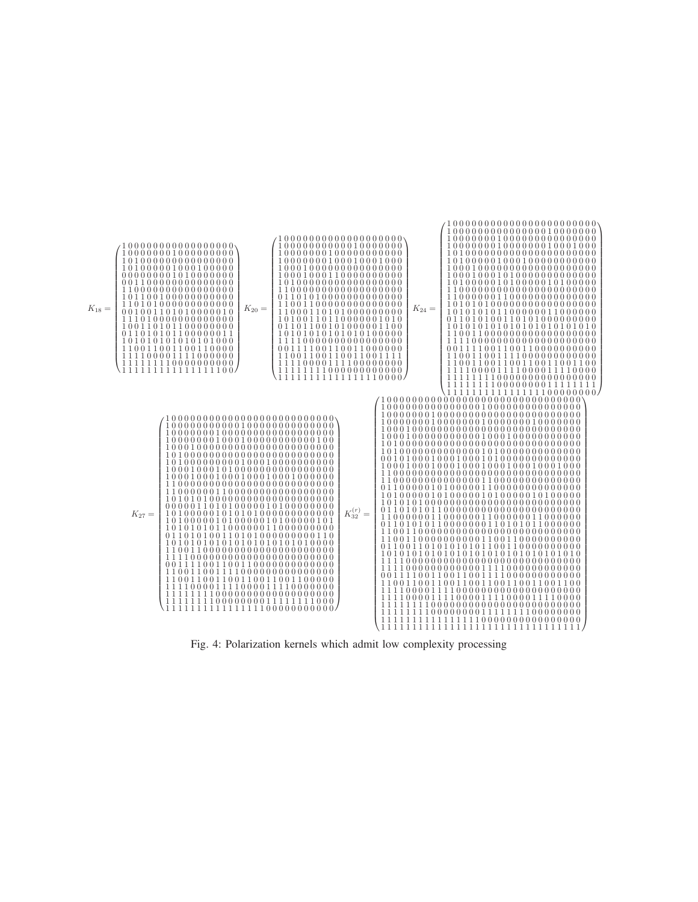$$
K_{18} = \begin{pmatrix}
100000000000000000 \\
100000001000000000 \\
101000000000000000 \\
101000001000100000 \\
000000001010000000 \\
001100000000000000 \\
110000000000000000 \\
101100100000000000 \\
110101000000000000 \\
001001101010000010 \\
111010000000000000 \\
100110101100000000 \\
011010101100000011 \\
101010101010101000 \\
110011001100110000 \\
111100001111000000 \\
111111110000000000 \\
111111111111111100
\end{pmatrix}
\quad
K_{20} = \begin{pmatrix}
10000000000000000000 \\
10000000000010000000 \\
10000000100000000000 \\
10000000100010001000 \\
10001000000000000000 \\
10001000110000000000 \\
10100000000000000000 \\
11000000000000000000 \\
01101010000000000000 \\
11001100000000000000 \\
11000110101000000000 \\
10100110110000001010 \\
01101100101000001100 \\
10101010101010100000 \\
11110000000000000000 \\
00111100110011000000 \\
11001100110011001111 \\
11110000111100000000 \\
11111111000000000000 \\
11111111111111110000
\end{pmatrix}
\quad
K_{24} = \begin{pmatrix}
100000000000000000000000 \\
100000000000000010000000 \\
100000001000000000000000 \\
100000001000000010001000 \\
101000000000000000000000 \\
101000001000100000000000 \\
100010000000000000000000 \\
100010001010000000000000 \\
101000001010000010100000 \\
110000000000000000000000 \\
110000001100000000000000 \\
101010100000000000000000 \\
101010101100000011000000 \\
011010100110101000000000 \\
101010101010101010101010 \\
110011000000000000000000 \\
111100000000000000000000 \\
001111001100110000000000 \\
110011001111000000000000 \\
110011001100110011001100 \\
111100001111000011110000 \\
111111110000000000000000 \\
111111110000000011111111 \\
111111111111111100000000
\end{pmatrix}
$$

$$
K_{27} = \begin{pmatrix}
100000000000000000000000000 \\
100000000000100000000000000 \\
100000001000000000000000000 \\
100000001000100000000000100 \\
100010000000000000000000000 \\
101000000000000000000000000 \\
101000000000100010000000000 \\
100010001010000000000000000 \\
100010001000100010000000000 \\
110000000000000000000000000 \\
110000001100000000000000000 \\
101010100000000000000000000 \\
000001101010000010100000000 \\
101000001010101000000000000 \\
101000001010000010100000101 \\
101010101100000011000000000 \\
011010100110101000000000110 \\
101010101010101010101010000 \\
110011000000000000000000000 \\
111100000000000000000000000 \\
001111001100110000000000000 \\
110011001111000000000000000 \\
110011001100110011001100000 \\
111100001111000011110000000 \\
111111110000000000000000000 \\
111111110000000011111111000 \\
111111111111111100000000000
\end{pmatrix}
\quad
K_{32}^{(r)} = \begin{pmatrix}
10000000000000000000000000000000 \\
10000000000000001000000000000000 \\
10000000100000000000000000000000 \\
10000000100000001000000010000000 \\
10001000000000000000000000000000 \\
10001000000000001000100000000000 \\
10100000000000000000000000000000 \\
10100000000000001010000000000000 \\
00101000100010001010000000000000 \\
10001000100010001000100010001000 \\
11000000000000000000000000000000 \\
11000000000000001100000000000000 \\
01100000101000001100000000000000 \\
10100000101000001010000010100000 \\
10101010000000000000000000000000 \\
01101010110000000000000000000000 \\
11000000110000001100000011000000 \\
01101010110000001101010110000000 \\
11001100000000000000000000000000 \\
11001100000000001100110000000000 \\
01100110101010101100110000000000 \\
10101010101010101010101010101010 \\
11110000000000000000000000000000 \\
11110000000000001111000000000000 \\
00111100110011001111000000000000 \\
11001100110011001100110011001100 \\
11110000111100000000000000000000 \\
11110000111100001111000011110000 \\
11111111000000000000000000000000 \\
11111111000000001111111100000000 \\
11111111111111110000000000000000 \\
11111111111111111111111111111111
\end{pmatrix}
$$

Fig. 4: Polarization kernels which admit low complexity processing